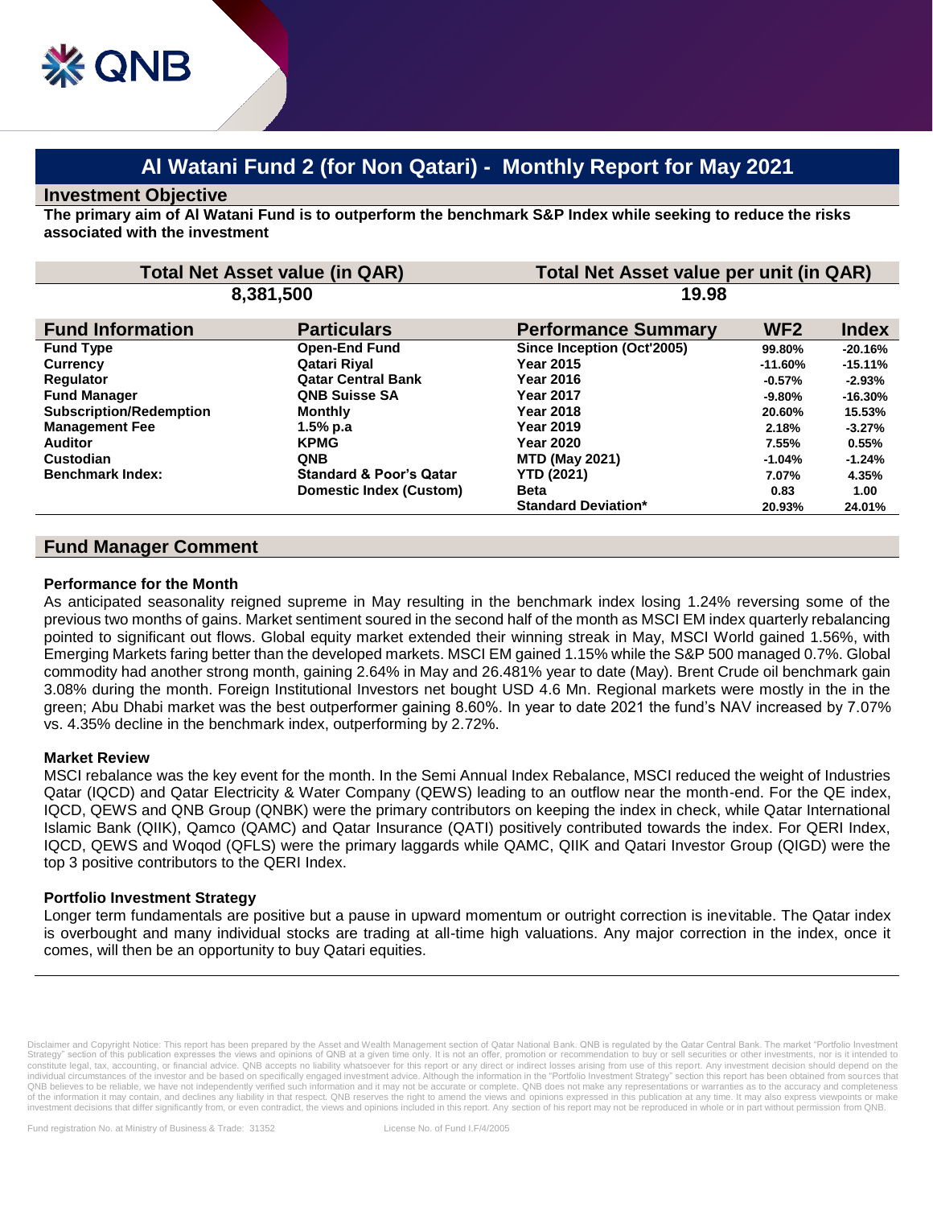# Al Watani Fund 2 (for Non Qatari) - Monthly Report for May 2021

## Investment Objective

**The primary aim of Al Watani Fund is to outperform the benchmark S&P Index while seeking to reduce the risks associated with the investment**

| Total Net Asset value (in QAR) | Total Net Asset value per unit (in QAR) |
|---|---|
| 8,381,500 | 19.98 |

| Fund Information | Particulars | Performance Summary | WF2 | Index |
|---|---|---|---|---|
| Fund Type | Open-End Fund | Since Inception (Oct'2005) | 99.80% | -20.16% |
| Currency | Qatari Riyal | Year 2015 | -11.60% | -15.11% |
| Regulator | Qatar Central Bank | Year 2016 | -0.57% | -2.93% |
| Fund Manager | QNB Suisse SA | Year 2017 | -9.80% | -16.30% |
| Subscription/Redemption | Monthly | Year 2018 | 20.60% | 15.53% |
| Management Fee | 1.5% p.a | Year 2019 | 2.18% | -3.27% |
| Auditor | KPMG | Year 2020 | 7.55% | 0.55% |
| Custodian | QNB | MTD (May 2021) | -1.04% | -1.24% |
| Benchmark Index: | Standard & Poor's Qatar | YTD (2021) | 7.07% | 4.35% |
| | Domestic Index (Custom) | Beta | 0.83 | 1.00 |
| | | Standard Deviation* | 20.93% | 24.01% |

## Fund Manager Comment

### Performance for the Month

As anticipated seasonality reigned supreme in May resulting in the benchmark index losing 1.24% reversing some of the previous two months of gains. Market sentiment soured in the second half of the month as MSCI EM index quarterly rebalancing pointed to significant out flows. Global equity market extended their winning streak in May, MSCI World gained 1.56%, with Emerging Markets faring better than the developed markets. MSCI EM gained 1.15% while the S&P 500 managed 0.7%. Global commodity had another strong month, gaining 2.64% in May and 26.481% year to date (May). Brent Crude oil benchmark gain 3.08% during the month. Foreign Institutional Investors net bought USD 4.6 Mn. Regional markets were mostly in the in the green; Abu Dhabi market was the best outperformer gaining 8.60%. In year to date 2021 the fund's NAV increased by 7.07% vs. 4.35% decline in the benchmark index, outperforming by 2.72%.

### Market Review

MSCI rebalance was the key event for the month. In the Semi Annual Index Rebalance, MSCI reduced the weight of Industries Qatar (IQCD) and Qatar Electricity & Water Company (QEWS) leading to an outflow near the month-end. For the QE index, IQCD, QEWS and QNB Group (QNBK) were the primary contributors on keeping the index in check, while Qatar International Islamic Bank (QIIK), Qamco (QAMC) and Qatar Insurance (QATI) positively contributed towards the index. For QERI Index, IQCD, QEWS and Woqod (QFLS) were the primary laggards while QAMC, QIIK and Qatari Investor Group (QIGD) were the top 3 positive contributors to the QERI Index.

### Portfolio Investment Strategy

Longer term fundamentals are positive but a pause in upward momentum or outright correction is inevitable. The Qatar index is overbought and many individual stocks are trading at all-time high valuations. Any major correction in the index, once it comes, will then be an opportunity to buy Qatari equities.

Disclaimer and Copyright Notice: This report has been prepared by the Asset and Wealth Management section of Qatar National Bank. QNB is regulated by the Qatar Central Bank. The market "Portfolio Investment Strategy" section of this publication expresses the views and opinions of QNB at a given time only. It is not an offer, promotion or recommendation to buy or sell securities or other investments, nor is it intended to constitute legal, tax, accounting, or financial advice. QNB accepts no liability whatsoever for this report or any direct or indirect losses arising from use of this report. Any investment decision should depend on the individual circumstances of the investor and be based on specifically engaged investment advice. Although the information in the "Portfolio Investment Strategy" section this report has been obtained from sources that QNB believes to be reliable, we have not independently verified such information and it may not be accurate or complete. QNB does not make any representations or warranties as to the accuracy and completeness of the information it may contain, and declines any liability in that respect. QNB reserves the right to amend the views and opinions expressed in this publication at any time. It may also express viewpoints or make investment decisions that differ significantly from, or even contradict, the views and opinions included in this report. Any section of his report may not be reproduced in whole or in part without permission from QNB.

Fund registration No. at Ministry of Business & Trade: 31352 License No. of Fund I.F/4/2005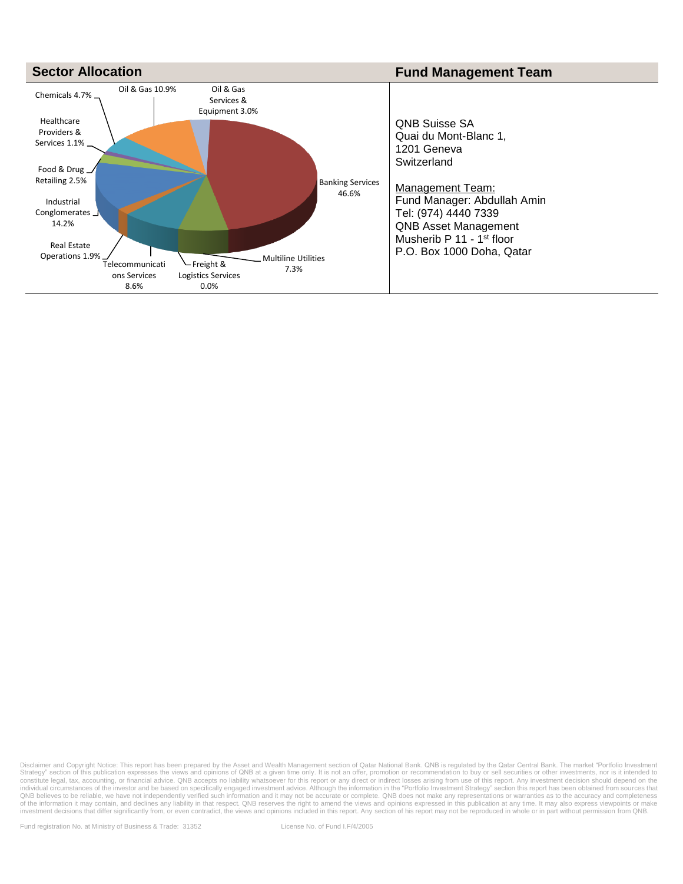## Sector Allocation

Chemicals 4.7%
Oil & Gas 10.9%
Oil & Gas Services & Equipment 3.0%
Healthcare Providers & Services 1.1%
Food & Drug Retailing 2.5%
Industrial Conglomerates 14.2%
Real Estate Operations 1.9%
Telecommunications Services 8.6%
Freight & Logistics Services 0.0%
Multiline Utilities 7.3%
Banking Services 46.6%

## Fund Management Team

QNB Suisse SA
Quai du Mont-Blanc 1,
1201 Geneva
Switzerland

Management Team:
Fund Manager: Abdullah Amin
Tel: (974) 4440 7339
QNB Asset Management
Musherib P 11 - 1st floor
P.O. Box 1000 Doha, Qatar

Disclaimer and Copyright Notice: This report has been prepared by the Asset and Wealth Management section of Qatar National Bank. QNB is regulated by the Qatar Central Bank. The market "Portfolio Investment Strategy" section of this publication expresses the views and opinions of QNB at a given time only. It is not an offer, promotion or recommendation to buy or sell securities or other investments, nor is it intended to constitute legal, tax, accounting, or financial advice. QNB accepts no liability whatsoever for this report or any direct or indirect losses arising from use of this report. Any investment decision should depend on the individual circumstances of the investor and be based on specifically engaged investment advice. Although the information in the "Portfolio Investment Strategy" section this report has been obtained from sources that QNB believes to be reliable, we have not independently verified such information and it may not be accurate or complete. QNB does not make any representations or warranties as to the accuracy and completeness of the information it may contain, and declines any liability in that respect. QNB reserves the right to amend the views and opinions expressed in this publication at any time. It may also express viewpoints or make investment decisions that differ significantly from, or even contradict, the views and opinions included in this report. Any section of his report may not be reproduced in whole or in part without permission from QNB.

Fund registration No. at Ministry of Business & Trade: 31352          License No. of Fund I.F/4/2005